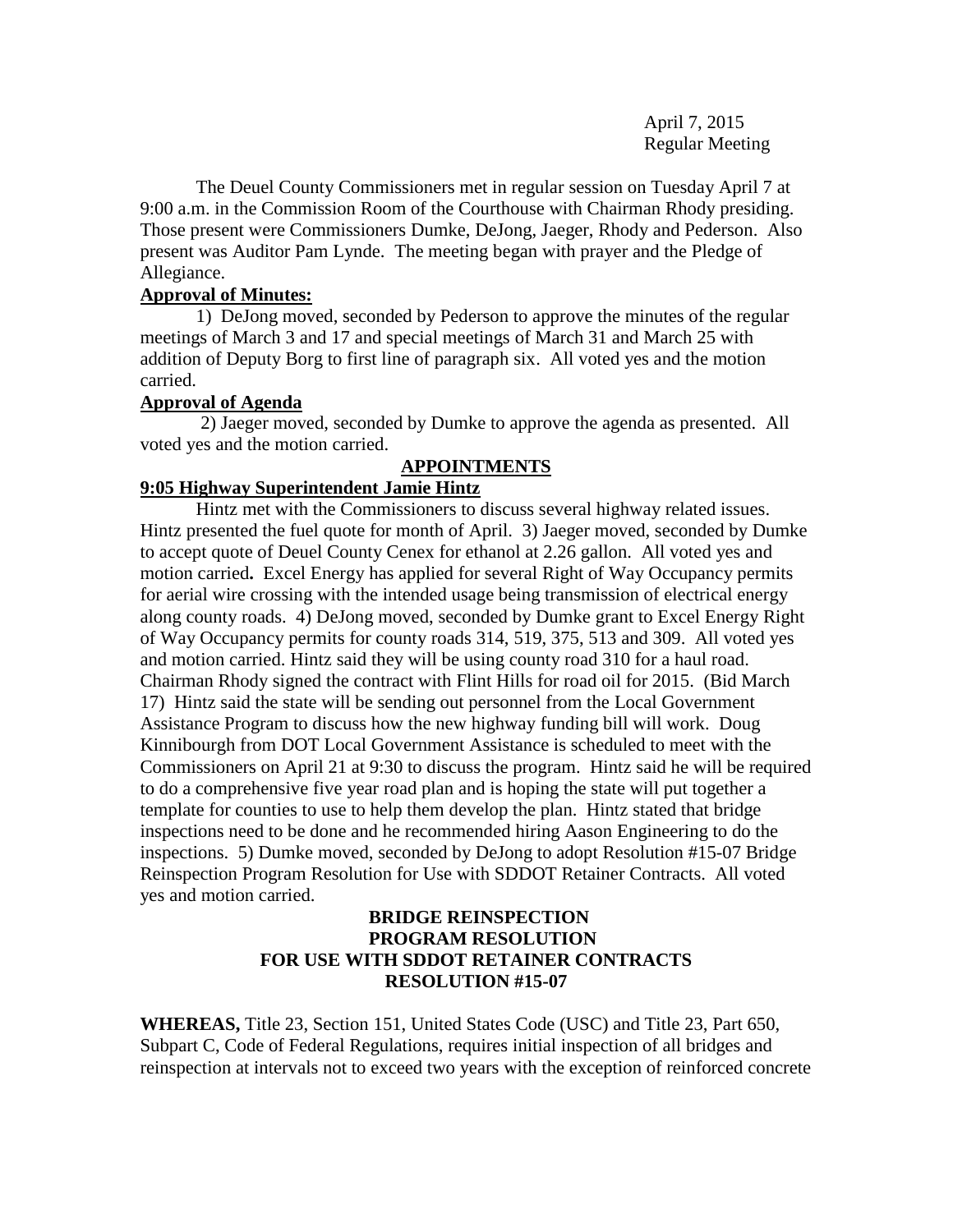April 7, 2015
Regular Meeting

The Deuel County Commissioners met in regular session on Tuesday April 7 at 9:00 a.m. in the Commission Room of the Courthouse with Chairman Rhody presiding. Those present were Commissioners Dumke, DeJong, Jaeger, Rhody and Pederson. Also present was Auditor Pam Lynde. The meeting began with prayer and the Pledge of Allegiance.

**Approval of Minutes:**

1) DeJong moved, seconded by Pederson to approve the minutes of the regular meetings of March 3 and 17 and special meetings of March 31 and March 25 with addition of Deputy Borg to first line of paragraph six. All voted yes and the motion carried.

**Approval of Agenda**

2) Jaeger moved, seconded by Dumke to approve the agenda as presented. All voted yes and the motion carried.

**APPOINTMENTS**

**9:05 Highway Superintendent Jamie Hintz**

Hintz met with the Commissioners to discuss several highway related issues. Hintz presented the fuel quote for month of April. 3) Jaeger moved, seconded by Dumke to accept quote of Deuel County Cenex for ethanol at 2.26 gallon. All voted yes and motion carried**.** Excel Energy has applied for several Right of Way Occupancy permits for aerial wire crossing with the intended usage being transmission of electrical energy along county roads. 4) DeJong moved, seconded by Dumke grant to Excel Energy Right of Way Occupancy permits for county roads 314, 519, 375, 513 and 309. All voted yes and motion carried. Hintz said they will be using county road 310 for a haul road. Chairman Rhody signed the contract with Flint Hills for road oil for 2015. (Bid March 17) Hintz said the state will be sending out personnel from the Local Government Assistance Program to discuss how the new highway funding bill will work. Doug Kinnibourgh from DOT Local Government Assistance is scheduled to meet with the Commissioners on April 21 at 9:30 to discuss the program. Hintz said he will be required to do a comprehensive five year road plan and is hoping the state will put together a template for counties to use to help them develop the plan. Hintz stated that bridge inspections need to be done and he recommended hiring Aason Engineering to do the inspections. 5) Dumke moved, seconded by DeJong to adopt Resolution #15-07 Bridge Reinspection Program Resolution for Use with SDDOT Retainer Contracts. All voted yes and motion carried.

**BRIDGE REINSPECTION PROGRAM RESOLUTION FOR USE WITH SDDOT RETAINER CONTRACTS RESOLUTION #15-07**

**WHEREAS,** Title 23, Section 151, United States Code (USC) and Title 23, Part 650, Subpart C, Code of Federal Regulations, requires initial inspection of all bridges and reinspection at intervals not to exceed two years with the exception of reinforced concrete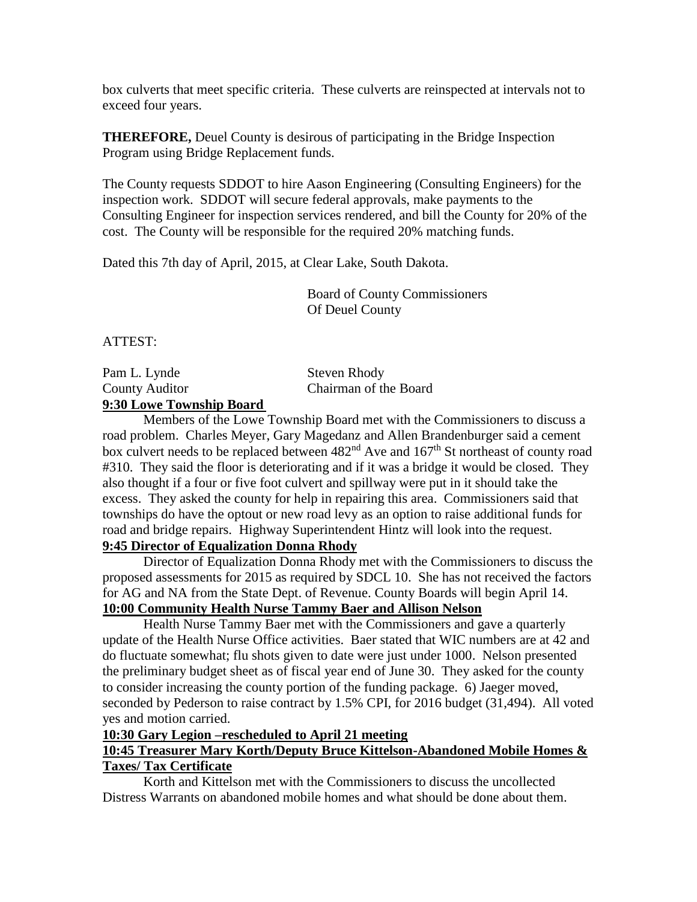box culverts that meet specific criteria. These culverts are reinspected at intervals not to exceed four years.

**THEREFORE,** Deuel County is desirous of participating in the Bridge Inspection Program using Bridge Replacement funds.

The County requests SDDOT to hire Aason Engineering (Consulting Engineers) for the inspection work. SDDOT will secure federal approvals, make payments to the Consulting Engineer for inspection services rendered, and bill the County for 20% of the cost. The County will be responsible for the required 20% matching funds.

Dated this 7th day of April, 2015, at Clear Lake, South Dakota.

Board of County Commissioners
Of Deuel County

ATTEST:

Pam L. Lynde — Steven Rhody
County Auditor — Chairman of the Board

**9:30 Lowe Township Board**

Members of the Lowe Township Board met with the Commissioners to discuss a road problem. Charles Meyer, Gary Magedanz and Allen Brandenburger said a cement box culvert needs to be replaced between 482nd Ave and 167th St northeast of county road #310. They said the floor is deteriorating and if it was a bridge it would be closed. They also thought if a four or five foot culvert and spillway were put in it should take the excess. They asked the county for help in repairing this area. Commissioners said that townships do have the optout or new road levy as an option to raise additional funds for road and bridge repairs. Highway Superintendent Hintz will look into the request.

**9:45 Director of Equalization Donna Rhody**

Director of Equalization Donna Rhody met with the Commissioners to discuss the proposed assessments for 2015 as required by SDCL 10. She has not received the factors for AG and NA from the State Dept. of Revenue. County Boards will begin April 14.

**10:00 Community Health Nurse Tammy Baer and Allison Nelson**

Health Nurse Tammy Baer met with the Commissioners and gave a quarterly update of the Health Nurse Office activities. Baer stated that WIC numbers are at 42 and do fluctuate somewhat; flu shots given to date were just under 1000. Nelson presented the preliminary budget sheet as of fiscal year end of June 30. They asked for the county to consider increasing the county portion of the funding package. 6) Jaeger moved, seconded by Pederson to raise contract by 1.5% CPI, for 2016 budget (31,494). All voted yes and motion carried.

**10:30 Gary Legion –rescheduled to April 21 meeting**

**10:45 Treasurer Mary Korth/Deputy Bruce Kittelson-Abandoned Mobile Homes & Taxes/ Tax Certificate**

Korth and Kittelson met with the Commissioners to discuss the uncollected Distress Warrants on abandoned mobile homes and what should be done about them.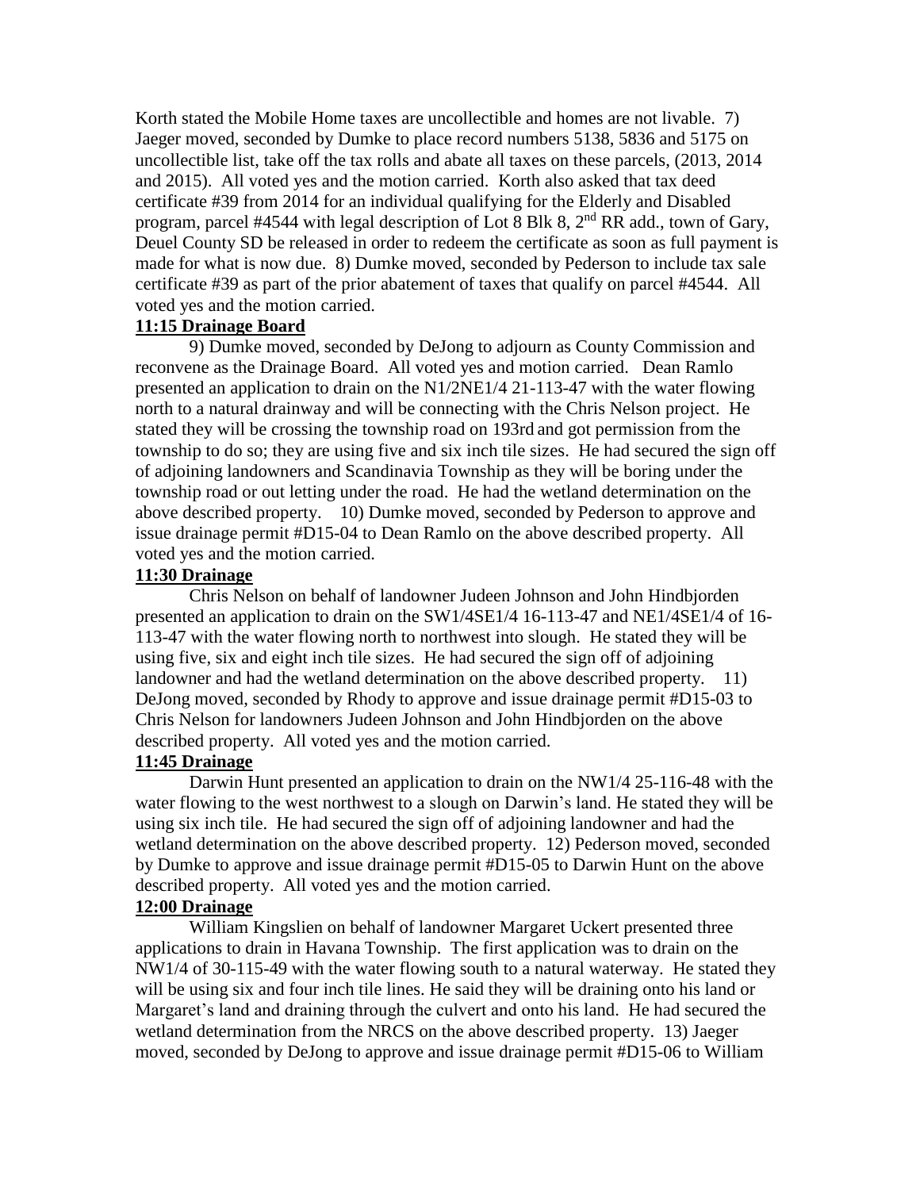Korth stated the Mobile Home taxes are uncollectible and homes are not livable. 7) Jaeger moved, seconded by Dumke to place record numbers 5138, 5836 and 5175 on uncollectible list, take off the tax rolls and abate all taxes on these parcels, (2013, 2014 and 2015). All voted yes and the motion carried. Korth also asked that tax deed certificate #39 from 2014 for an individual qualifying for the Elderly and Disabled program, parcel #4544 with legal description of Lot 8 Blk 8, 2nd RR add., town of Gary, Deuel County SD be released in order to redeem the certificate as soon as full payment is made for what is now due. 8) Dumke moved, seconded by Pederson to include tax sale certificate #39 as part of the prior abatement of taxes that qualify on parcel #4544. All voted yes and the motion carried.

**11:15 Drainage Board**

9) Dumke moved, seconded by DeJong to adjourn as County Commission and reconvene as the Drainage Board. All voted yes and motion carried. Dean Ramlo presented an application to drain on the N1/2NE1/4 21-113-47 with the water flowing north to a natural drainway and will be connecting with the Chris Nelson project. He stated they will be crossing the township road on 193rd and got permission from the township to do so; they are using five and six inch tile sizes. He had secured the sign off of adjoining landowners and Scandinavia Township as they will be boring under the township road or out letting under the road. He had the wetland determination on the above described property. 10) Dumke moved, seconded by Pederson to approve and issue drainage permit #D15-04 to Dean Ramlo on the above described property. All voted yes and the motion carried.

**11:30 Drainage**

Chris Nelson on behalf of landowner Judeen Johnson and John Hindbjorden presented an application to drain on the SW1/4SE1/4 16-113-47 and NE1/4SE1/4 of 16-113-47 with the water flowing north to northwest into slough. He stated they will be using five, six and eight inch tile sizes. He had secured the sign off of adjoining landowner and had the wetland determination on the above described property. 11) DeJong moved, seconded by Rhody to approve and issue drainage permit #D15-03 to Chris Nelson for landowners Judeen Johnson and John Hindbjorden on the above described property. All voted yes and the motion carried.

**11:45 Drainage**

Darwin Hunt presented an application to drain on the NW1/4 25-116-48 with the water flowing to the west northwest to a slough on Darwin's land. He stated they will be using six inch tile. He had secured the sign off of adjoining landowner and had the wetland determination on the above described property. 12) Pederson moved, seconded by Dumke to approve and issue drainage permit #D15-05 to Darwin Hunt on the above described property. All voted yes and the motion carried.

**12:00 Drainage**

William Kingslien on behalf of landowner Margaret Uckert presented three applications to drain in Havana Township. The first application was to drain on the NW1/4 of 30-115-49 with the water flowing south to a natural waterway. He stated they will be using six and four inch tile lines. He said they will be draining onto his land or Margaret's land and draining through the culvert and onto his land. He had secured the wetland determination from the NRCS on the above described property. 13) Jaeger moved, seconded by DeJong to approve and issue drainage permit #D15-06 to William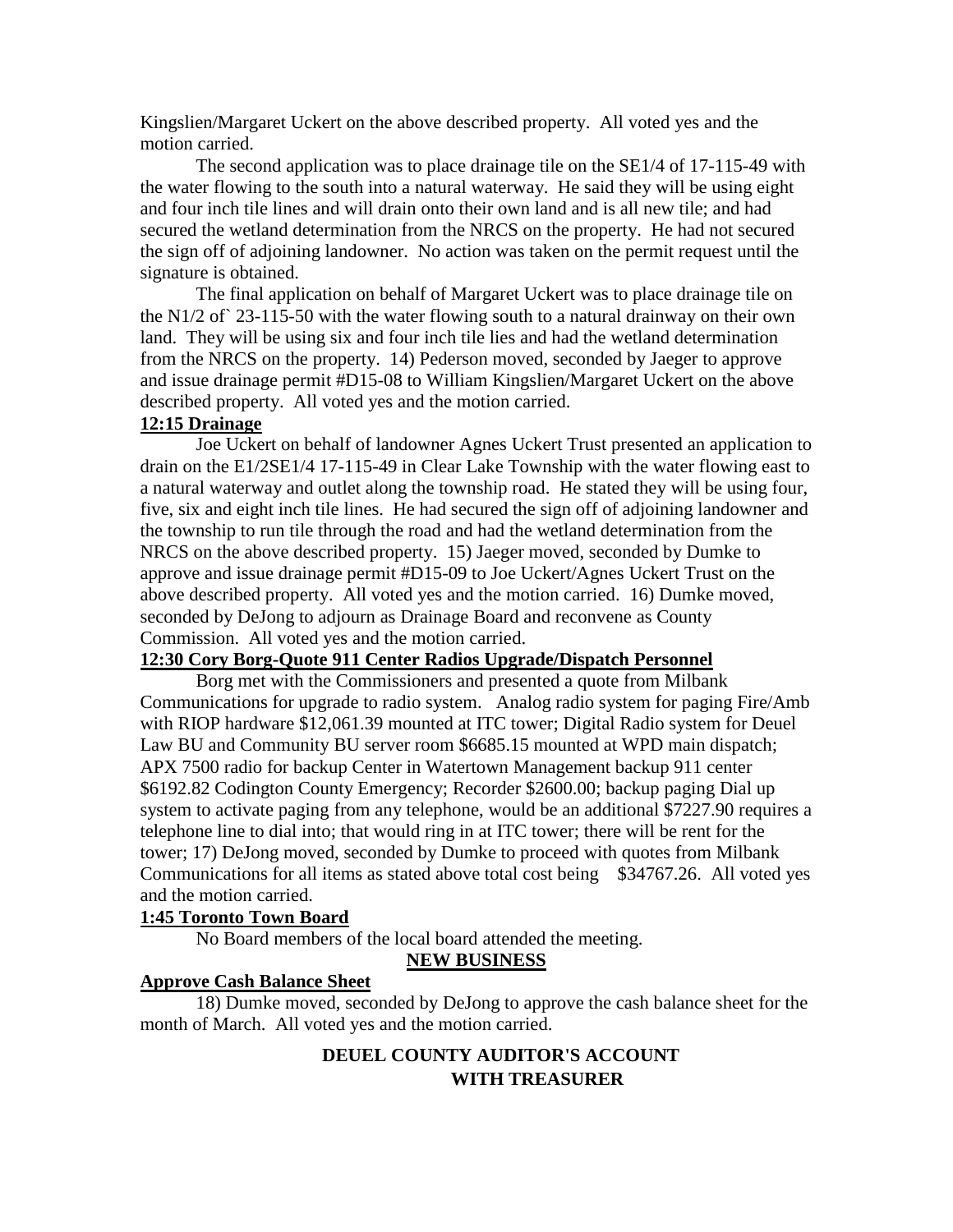Kingslien/Margaret Uckert on the above described property. All voted yes and the motion carried.

The second application was to place drainage tile on the SE1/4 of 17-115-49 with the water flowing to the south into a natural waterway. He said they will be using eight and four inch tile lines and will drain onto their own land and is all new tile; and had secured the wetland determination from the NRCS on the property. He had not secured the sign off of adjoining landowner. No action was taken on the permit request until the signature is obtained.

The final application on behalf of Margaret Uckert was to place drainage tile on the N1/2 of` 23-115-50 with the water flowing south to a natural drainway on their own land. They will be using six and four inch tile lies and had the wetland determination from the NRCS on the property. 14) Pederson moved, seconded by Jaeger to approve and issue drainage permit #D15-08 to William Kingslien/Margaret Uckert on the above described property. All voted yes and the motion carried.

**12:15 Drainage**

Joe Uckert on behalf of landowner Agnes Uckert Trust presented an application to drain on the E1/2SE1/4 17-115-49 in Clear Lake Township with the water flowing east to a natural waterway and outlet along the township road. He stated they will be using four, five, six and eight inch tile lines. He had secured the sign off of adjoining landowner and the township to run tile through the road and had the wetland determination from the NRCS on the above described property. 15) Jaeger moved, seconded by Dumke to approve and issue drainage permit #D15-09 to Joe Uckert/Agnes Uckert Trust on the above described property. All voted yes and the motion carried. 16) Dumke moved, seconded by DeJong to adjourn as Drainage Board and reconvene as County Commission. All voted yes and the motion carried.

**12:30 Cory Borg-Quote 911 Center Radios Upgrade/Dispatch Personnel**

Borg met with the Commissioners and presented a quote from Milbank Communications for upgrade to radio system. Analog radio system for paging Fire/Amb with RIOP hardware $12,061.39 mounted at ITC tower; Digital Radio system for Deuel Law BU and Community BU server room $6685.15 mounted at WPD main dispatch; APX 7500 radio for backup Center in Watertown Management backup 911 center $6192.82 Codington County Emergency; Recorder $2600.00; backup paging Dial up system to activate paging from any telephone, would be an additional $7227.90 requires a telephone line to dial into; that would ring in at ITC tower; there will be rent for the tower; 17) DeJong moved, seconded by Dumke to proceed with quotes from Milbank Communications for all items as stated above total cost being $34767.26. All voted yes and the motion carried.

**1:45 Toronto Town Board**

No Board members of the local board attended the meeting.

**NEW BUSINESS**

**Approve Cash Balance Sheet**

18) Dumke moved, seconded by DeJong to approve the cash balance sheet for the month of March. All voted yes and the motion carried.

**DEUEL COUNTY AUDITOR'S ACCOUNT WITH TREASURER**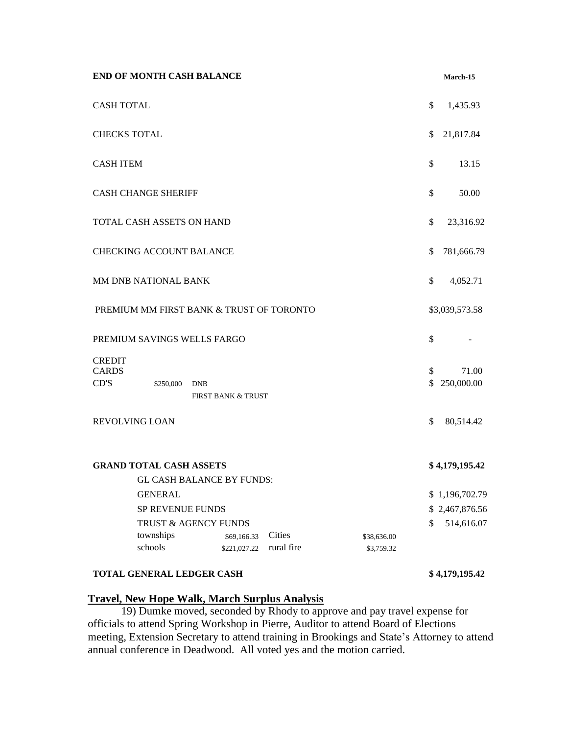| END OF MONTH CASH BALANCE | | | | | March-15 |
|---|---|---|---|---|---|
| CASH TOTAL | | | | | $ 1,435.93 |
| CHECKS TOTAL | | | | | $ 21,817.84 |
| CASH ITEM | | | | | $ 13.15 |
| CASH CHANGE SHERIFF | | | | | $ 50.00 |
| TOTAL CASH ASSETS ON HAND | | | | | $ 23,316.92 |
| CHECKING ACCOUNT BALANCE | | | | | $ 781,666.79 |
| MM DNB NATIONAL BANK | | | | | $ 4,052.71 |
| PREMIUM MM FIRST BANK & TRUST OF TORONTO | | | | | $3,039,573.58 |
| PREMIUM SAVINGS WELLS FARGO | | | | | $ - |
| CREDIT CARDS | | | | | $ 71.00 |
| CD'S | $250,000 | DNB FIRST BANK & TRUST | | | $ 250,000.00 |
| REVOLVING LOAN | | | | | $ 80,514.42 |
| **GRAND TOTAL CASH ASSETS** | | | | | **$ 4,179,195.42** |
| GL CASH BALANCE BY FUNDS: | | | | | |
| GENERAL | | | | | $ 1,196,702.79 |
| SP REVENUE FUNDS | | | | | $ 2,467,876.56 |
| TRUST & AGENCY FUNDS | | | | | $ 514,616.07 |
| townships | $69,166.33 | Cities | $38,636.00 | | |
| schools | $221,027.22 | rural fire | $3,759.32 | | |
| **TOTAL GENERAL LEDGER CASH** | | | | | **$ 4,179,195.42** |

## Travel, New Hope Walk, March Surplus Analysis

19) Dumke moved, seconded by Rhody to approve and pay travel expense for officials to attend Spring Workshop in Pierre, Auditor to attend Board of Elections meeting, Extension Secretary to attend training in Brookings and State's Attorney to attend annual conference in Deadwood. All voted yes and the motion carried.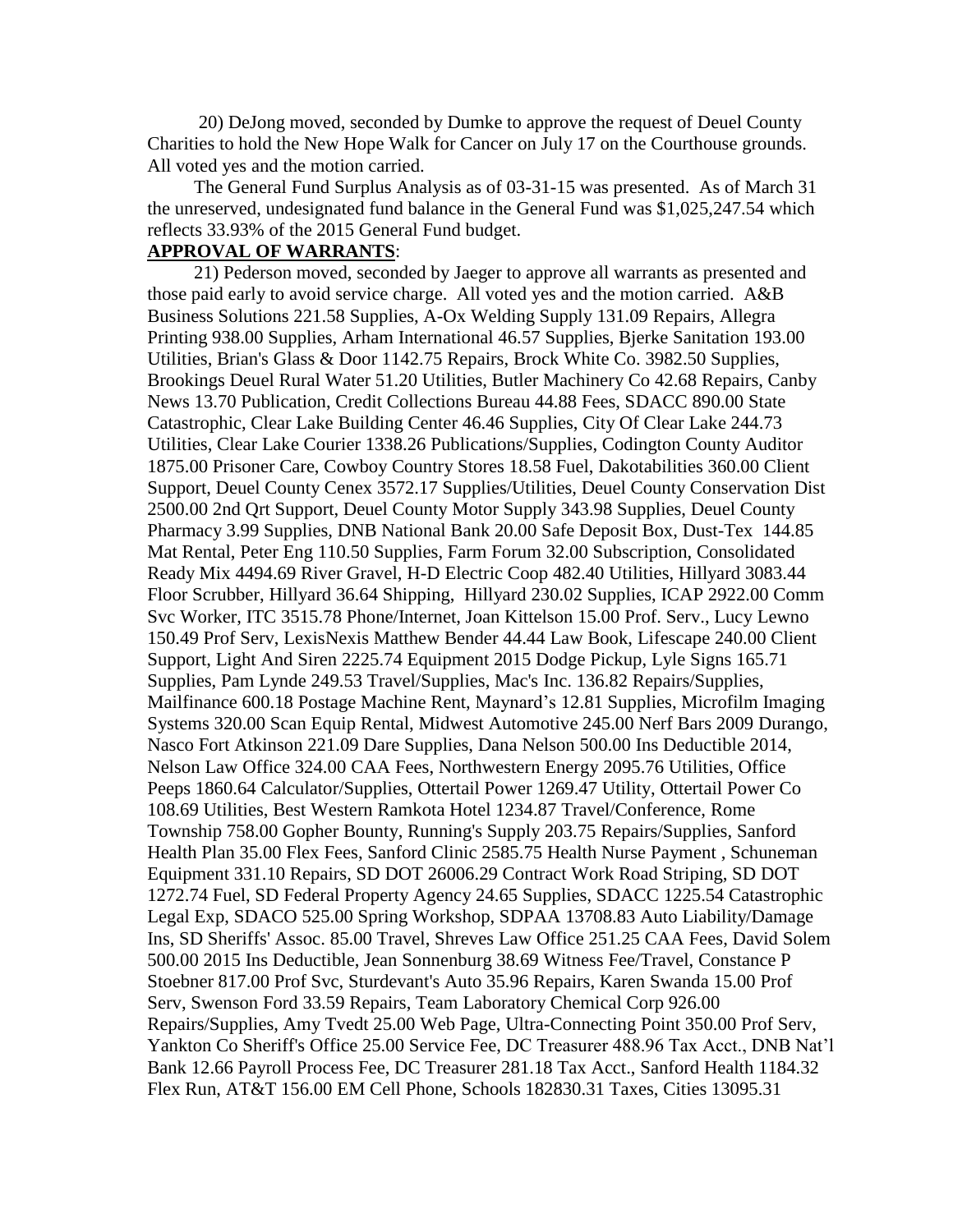20) DeJong moved, seconded by Dumke to approve the request of Deuel County Charities to hold the New Hope Walk for Cancer on July 17 on the Courthouse grounds. All voted yes and the motion carried.

The General Fund Surplus Analysis as of 03-31-15 was presented. As of March 31 the unreserved, undesignated fund balance in the General Fund was $1,025,247.54 which reflects 33.93% of the 2015 General Fund budget.

**APPROVAL OF WARRANTS**:

21) Pederson moved, seconded by Jaeger to approve all warrants as presented and those paid early to avoid service charge. All voted yes and the motion carried. A&B Business Solutions 221.58 Supplies, A-Ox Welding Supply 131.09 Repairs, Allegra Printing 938.00 Supplies, Arham International 46.57 Supplies, Bjerke Sanitation 193.00 Utilities, Brian's Glass & Door 1142.75 Repairs, Brock White Co. 3982.50 Supplies, Brookings Deuel Rural Water 51.20 Utilities, Butler Machinery Co 42.68 Repairs, Canby News 13.70 Publication, Credit Collections Bureau 44.88 Fees, SDACC 890.00 State Catastrophic, Clear Lake Building Center 46.46 Supplies, City Of Clear Lake 244.73 Utilities, Clear Lake Courier 1338.26 Publications/Supplies, Codington County Auditor 1875.00 Prisoner Care, Cowboy Country Stores 18.58 Fuel, Dakotabilities 360.00 Client Support, Deuel County Cenex 3572.17 Supplies/Utilities, Deuel County Conservation Dist 2500.00 2nd Qrt Support, Deuel County Motor Supply 343.98 Supplies, Deuel County Pharmacy 3.99 Supplies, DNB National Bank 20.00 Safe Deposit Box, Dust-Tex 144.85 Mat Rental, Peter Eng 110.50 Supplies, Farm Forum 32.00 Subscription, Consolidated Ready Mix 4494.69 River Gravel, H-D Electric Coop 482.40 Utilities, Hillyard 3083.44 Floor Scrubber, Hillyard 36.64 Shipping, Hillyard 230.02 Supplies, ICAP 2922.00 Comm Svc Worker, ITC 3515.78 Phone/Internet, Joan Kittelson 15.00 Prof. Serv., Lucy Lewno 150.49 Prof Serv, LexisNexis Matthew Bender 44.44 Law Book, Lifescape 240.00 Client Support, Light And Siren 2225.74 Equipment 2015 Dodge Pickup, Lyle Signs 165.71 Supplies, Pam Lynde 249.53 Travel/Supplies, Mac's Inc. 136.82 Repairs/Supplies, Mailfinance 600.18 Postage Machine Rent, Maynard's 12.81 Supplies, Microfilm Imaging Systems 320.00 Scan Equip Rental, Midwest Automotive 245.00 Nerf Bars 2009 Durango, Nasco Fort Atkinson 221.09 Dare Supplies, Dana Nelson 500.00 Ins Deductible 2014, Nelson Law Office 324.00 CAA Fees, Northwestern Energy 2095.76 Utilities, Office Peeps 1860.64 Calculator/Supplies, Ottertail Power 1269.47 Utility, Ottertail Power Co 108.69 Utilities, Best Western Ramkota Hotel 1234.87 Travel/Conference, Rome Township 758.00 Gopher Bounty, Running's Supply 203.75 Repairs/Supplies, Sanford Health Plan 35.00 Flex Fees, Sanford Clinic 2585.75 Health Nurse Payment , Schuneman Equipment 331.10 Repairs, SD DOT 26006.29 Contract Work Road Striping, SD DOT 1272.74 Fuel, SD Federal Property Agency 24.65 Supplies, SDACC 1225.54 Catastrophic Legal Exp, SDACO 525.00 Spring Workshop, SDPAA 13708.83 Auto Liability/Damage Ins, SD Sheriffs' Assoc. 85.00 Travel, Shreves Law Office 251.25 CAA Fees, David Solem 500.00 2015 Ins Deductible, Jean Sonnenburg 38.69 Witness Fee/Travel, Constance P Stoebner 817.00 Prof Svc, Sturdevant's Auto 35.96 Repairs, Karen Swanda 15.00 Prof Serv, Swenson Ford 33.59 Repairs, Team Laboratory Chemical Corp 926.00 Repairs/Supplies, Amy Tvedt 25.00 Web Page, Ultra-Connecting Point 350.00 Prof Serv, Yankton Co Sheriff's Office 25.00 Service Fee, DC Treasurer 488.96 Tax Acct., DNB Nat'l Bank 12.66 Payroll Process Fee, DC Treasurer 281.18 Tax Acct., Sanford Health 1184.32 Flex Run, AT&T 156.00 EM Cell Phone, Schools 182830.31 Taxes, Cities 13095.31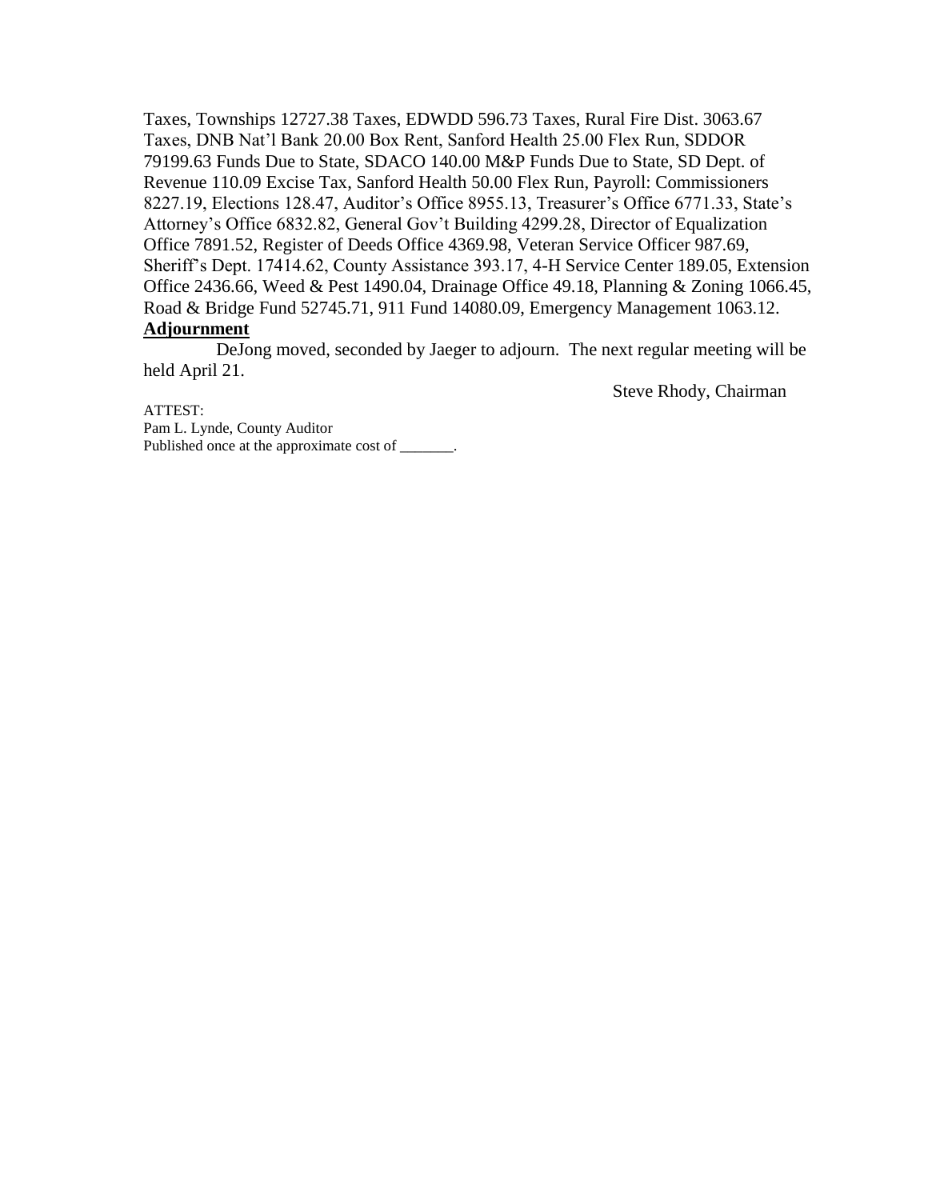Taxes, Townships 12727.38 Taxes, EDWDD 596.73 Taxes, Rural Fire Dist. 3063.67 Taxes, DNB Nat'l Bank 20.00 Box Rent, Sanford Health 25.00 Flex Run, SDDOR 79199.63 Funds Due to State, SDACO 140.00 M&P Funds Due to State, SD Dept. of Revenue 110.09 Excise Tax, Sanford Health 50.00 Flex Run, Payroll: Commissioners 8227.19, Elections 128.47, Auditor's Office 8955.13, Treasurer's Office 6771.33, State's Attorney's Office 6832.82, General Gov't Building 4299.28, Director of Equalization Office 7891.52, Register of Deeds Office 4369.98, Veteran Service Officer 987.69, Sheriff's Dept. 17414.62, County Assistance 393.17, 4-H Service Center 189.05, Extension Office 2436.66, Weed & Pest 1490.04, Drainage Office 49.18, Planning & Zoning 1066.45, Road & Bridge Fund 52745.71, 911 Fund 14080.09, Emergency Management 1063.12.

**Adjournment**

DeJong moved, seconded by Jaeger to adjourn. The next regular meeting will be held April 21.

Steve Rhody, Chairman

ATTEST:
Pam L. Lynde, County Auditor
Published once at the approximate cost of _______.